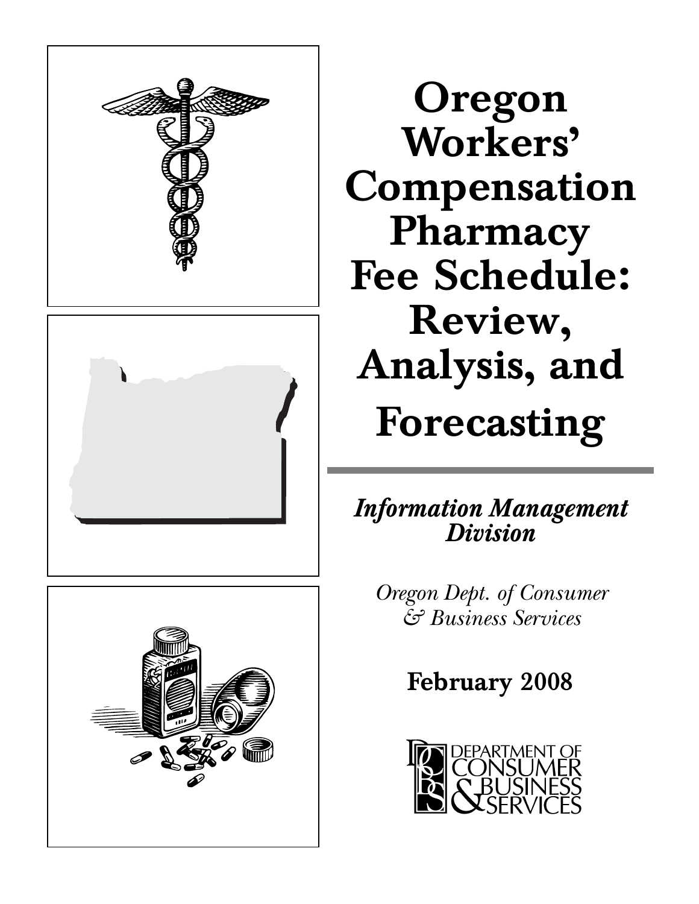# Oregon Workers' Compensation Pharmacy Fee Schedule: Review, Analysis, and Forecasting

*Information Management Division*

*Oregon Dept. of Consumer & Business Services*

**February 2008**

DEPARTMENT OF CONSUMER & BUSINESS SERVICES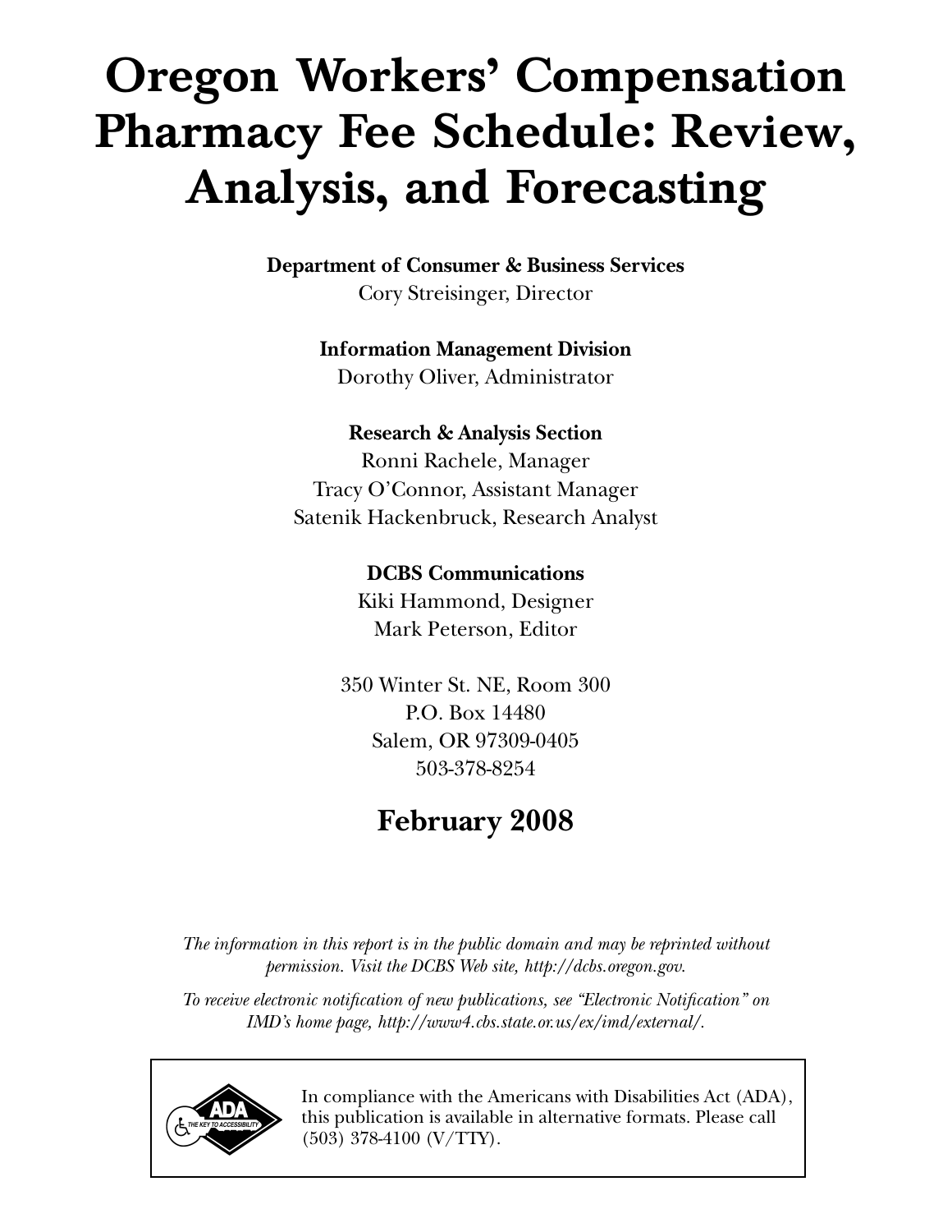# Oregon Workers' Compensation Pharmacy Fee Schedule: Review, Analysis, and Forecasting

**Department of Consumer & Business Services**
Cory Streisinger, Director

**Information Management Division**
Dorothy Oliver, Administrator

**Research & Analysis Section**
Ronni Rachele, Manager
Tracy O'Connor, Assistant Manager
Satenik Hackenbruck, Research Analyst

**DCBS Communications**
Kiki Hammond, Designer
Mark Peterson, Editor

350 Winter St. NE, Room 300
P.O. Box 14480
Salem, OR 97309-0405
503-378-8254

## February 2008

*The information in this report is in the public domain and may be reprinted without permission. Visit the DCBS Web site, http://dcbs.oregon.gov.*

*To receive electronic notification of new publications, see "Electronic Notification" on IMD's home page, http://www4.cbs.state.or.us/ex/imd/external/.*

In compliance with the Americans with Disabilities Act (ADA), this publication is available in alternative formats. Please call (503) 378-4100 (V/TTY).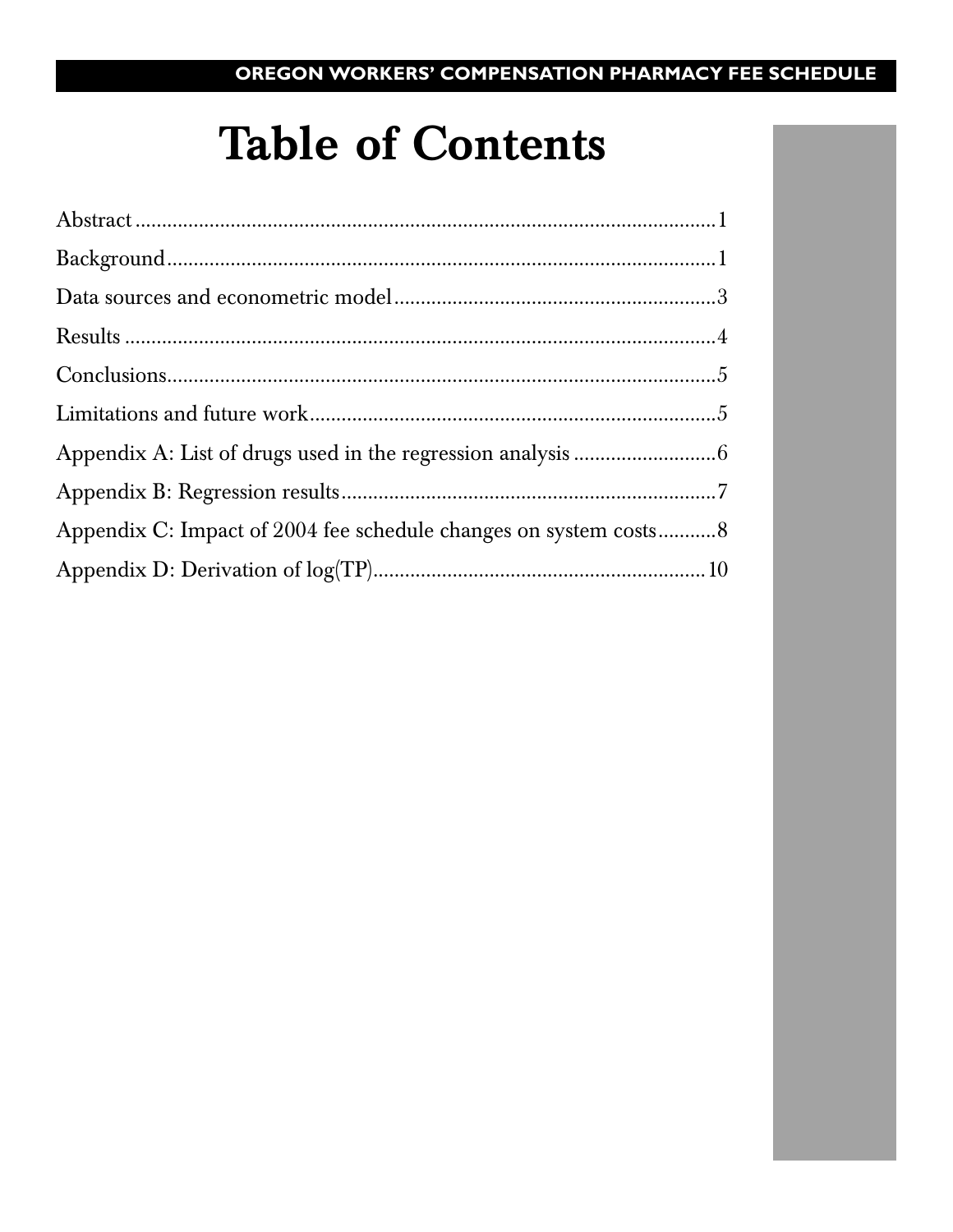# Table of Contents

Abstract ........................................................................................................ 1

Background ................................................................................................... 1

Data sources and econometric model ........................................................... 3

Results ........................................................................................................... 4

Conclusions ................................................................................................... 5

Limitations and future work ........................................................................... 5

Appendix A: List of drugs used in the regression analysis ............................ 6

Appendix B: Regression results ..................................................................... 7

Appendix C: Impact of 2004 fee schedule changes on system costs ............ 8

Appendix D: Derivation of log(TP) ................................................................ 10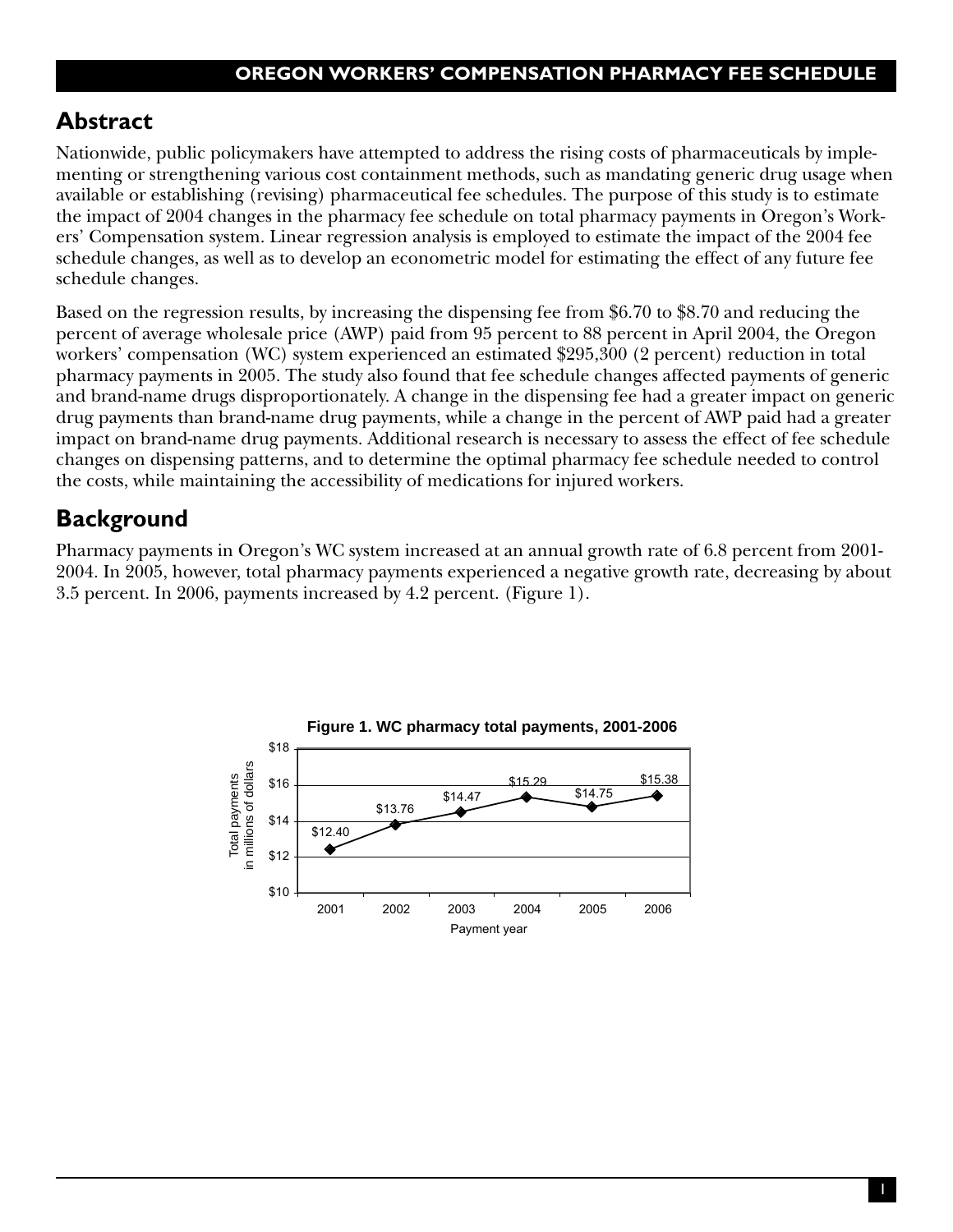## Abstract

Nationwide, public policymakers have attempted to address the rising costs of pharmaceuticals by implementing or strengthening various cost containment methods, such as mandating generic drug usage when available or establishing (revising) pharmaceutical fee schedules. The purpose of this study is to estimate the impact of 2004 changes in the pharmacy fee schedule on total pharmacy payments in Oregon's Workers' Compensation system. Linear regression analysis is employed to estimate the impact of the 2004 fee schedule changes, as well as to develop an econometric model for estimating the effect of any future fee schedule changes.

Based on the regression results, by increasing the dispensing fee from $6.70 to $8.70 and reducing the percent of average wholesale price (AWP) paid from 95 percent to 88 percent in April 2004, the Oregon workers' compensation (WC) system experienced an estimated $295,300 (2 percent) reduction in total pharmacy payments in 2005. The study also found that fee schedule changes affected payments of generic and brand-name drugs disproportionately. A change in the dispensing fee had a greater impact on generic drug payments than brand-name drug payments, while a change in the percent of AWP paid had a greater impact on brand-name drug payments. Additional research is necessary to assess the effect of fee schedule changes on dispensing patterns, and to determine the optimal pharmacy fee schedule needed to control the costs, while maintaining the accessibility of medications for injured workers.

## Background

Pharmacy payments in Oregon's WC system increased at an annual growth rate of 6.8 percent from 2001-2004. In 2005, however, total pharmacy payments experienced a negative growth rate, decreasing by about 3.5 percent. In 2006, payments increased by 4.2 percent. (Figure 1).

**Figure 1. WC pharmacy total payments, 2001-2006**

| Payment year | Total payments in millions of dollars |
|---|---|
| 2001 | $12.40 |
| 2002 | $13.76 |
| 2003 | $14.47 |
| 2004 | $15.29 |
| 2005 | $14.75 |
| 2006 | $15.38 |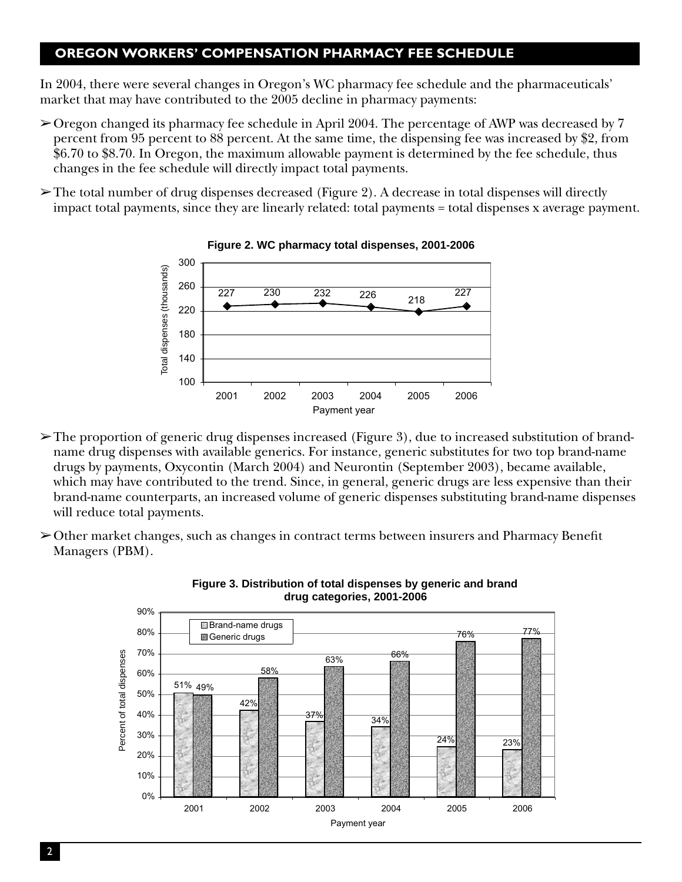## OREGON WORKERS' COMPENSATION PHARMACY FEE SCHEDULE

In 2004, there were several changes in Oregon's WC pharmacy fee schedule and the pharmaceuticals' market that may have contributed to the 2005 decline in pharmacy payments:

- Oregon changed its pharmacy fee schedule in April 2004. The percentage of AWP was decreased by 7 percent from 95 percent to 88 percent. At the same time, the dispensing fee was increased by $2, from $6.70 to $8.70. In Oregon, the maximum allowable payment is determined by the fee schedule, thus changes in the fee schedule will directly impact total payments.
- The total number of drug dispenses decreased (Figure 2). A decrease in total dispenses will directly impact total payments, since they are linearly related: total payments = total dispenses x average payment.

**Figure 2. WC pharmacy total dispenses, 2001-2006**

| Payment year | Total dispenses (thousands) |
|---|---|
| 2001 | 227 |
| 2002 | 230 |
| 2003 | 232 |
| 2004 | 226 |
| 2005 | 218 |
| 2006 | 227 |

- The proportion of generic drug dispenses increased (Figure 3), due to increased substitution of brand-name drug dispenses with available generics. For instance, generic substitutes for two top brand-name drugs by payments, Oxycontin (March 2004) and Neurontin (September 2003), became available, which may have contributed to the trend. Since, in general, generic drugs are less expensive than their brand-name counterparts, an increased volume of generic dispenses substituting brand-name dispenses will reduce total payments.
- Other market changes, such as changes in contract terms between insurers and Pharmacy Benefit Managers (PBM).

**Figure 3. Distribution of total dispenses by generic and brand drug categories, 2001-2006**

| Payment year | Brand-name drugs | Generic drugs |
|---|---|---|
| 2001 | 51% | 49% |
| 2002 | 42% | 58% |
| 2003 | 37% | 63% |
| 2004 | 34% | 66% |
| 2005 | 24% | 76% |
| 2006 | 23% | 77% |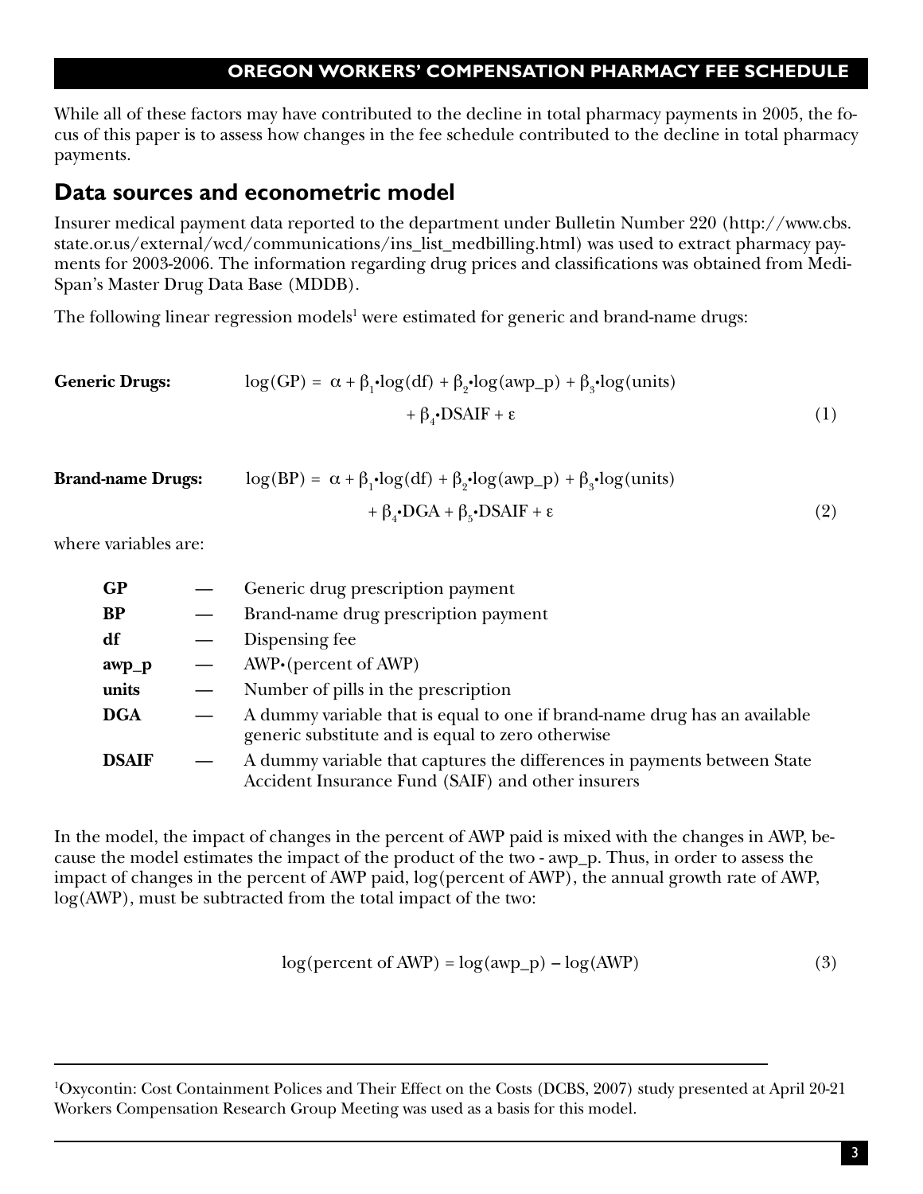While all of these factors may have contributed to the decline in total pharmacy payments in 2005, the focus of this paper is to assess how changes in the fee schedule contributed to the decline in total pharmacy payments.

## Data sources and econometric model

Insurer medical payment data reported to the department under Bulletin Number 220 (http://www.cbs.state.or.us/external/wcd/communications/ins_list_medbilling.html) was used to extract pharmacy payments for 2003-2006. The information regarding drug prices and classifications was obtained from Medi-Span's Master Drug Data Base (MDDB).

The following linear regression models[1] were estimated for generic and brand-name drugs:

**Generic Drugs:**

$$\log(GP) = \alpha + \beta_1 \cdot \log(df) + \beta_2 \cdot \log(awp\_p) + \beta_3 \cdot \log(units) + \beta_4 \cdot DSAIF + \varepsilon \qquad (1)$$

**Brand-name Drugs:**

$$\log(BP) = \alpha + \beta_1 \cdot \log(df) + \beta_2 \cdot \log(awp\_p) + \beta_3 \cdot \log(units) + \beta_4 \cdot DGA + \beta_5 \cdot DSAIF + \varepsilon \qquad (2)$$

where variables are:

| | | |
|---|---|---|
| **GP** | — | Generic drug prescription payment |
| **BP** | — | Brand-name drug prescription payment |
| **df** | — | Dispensing fee |
| **awp_p** | — | AWP•(percent of AWP) |
| **units** | — | Number of pills in the prescription |
| **DGA** | — | A dummy variable that is equal to one if brand-name drug has an available generic substitute and is equal to zero otherwise |
| **DSAIF** | — | A dummy variable that captures the differences in payments between State Accident Insurance Fund (SAIF) and other insurers |

In the model, the impact of changes in the percent of AWP paid is mixed with the changes in AWP, because the model estimates the impact of the product of the two - awp_p. Thus, in order to assess the impact of changes in the percent of AWP paid, log(percent of AWP), the annual growth rate of AWP, log(AWP), must be subtracted from the total impact of the two:

$$\log(\text{percent of AWP}) = \log(awp\_p) - \log(AWP) \qquad (3)$$

---

[1] Oxycontin: Cost Containment Polices and Their Effect on the Costs (DCBS, 2007) study presented at April 20-21 Workers Compensation Research Group Meeting was used as a basis for this model.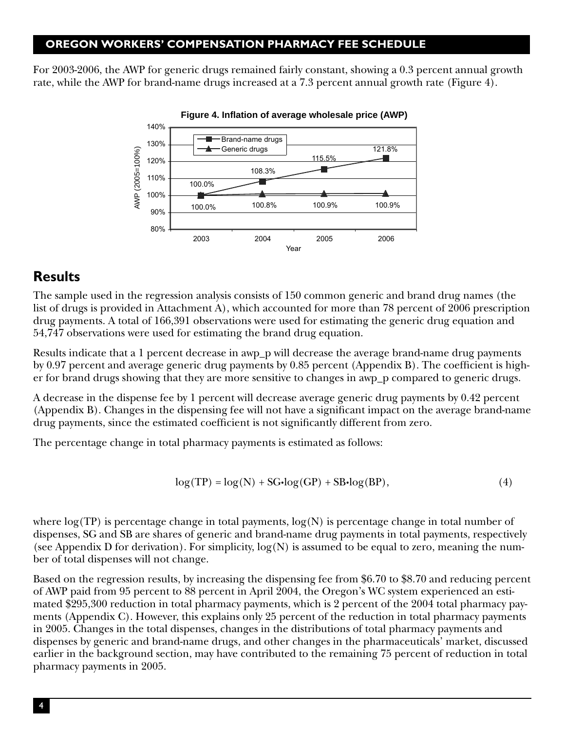For 2003-2006, the AWP for generic drugs remained fairly constant, showing a 0.3 percent annual growth rate, while the AWP for brand-name drugs increased at a 7.3 percent annual growth rate (Figure 4).

**Figure 4. Inflation of average wholesale price (AWP)**

| Year | Brand-name drugs | Generic drugs |
|---|---|---|
| 2003 | 100.0% | 100.0% |
| 2004 | 108.3% | 100.8% |
| 2005 | 115.5% | 100.9% |
| 2006 | 121.8% | 100.9% |

## Results

The sample used in the regression analysis consists of 150 common generic and brand drug names (the list of drugs is provided in Attachment A), which accounted for more than 78 percent of 2006 prescription drug payments. A total of 166,391 observations were used for estimating the generic drug equation and 54,747 observations were used for estimating the brand drug equation.

Results indicate that a 1 percent decrease in awp_p will decrease the average brand-name drug payments by 0.97 percent and average generic drug payments by 0.85 percent (Appendix B). The coefficient is higher for brand drugs showing that they are more sensitive to changes in awp_p compared to generic drugs.

A decrease in the dispense fee by 1 percent will decrease average generic drug payments by 0.42 percent (Appendix B). Changes in the dispensing fee will not have a significant impact on the average brand-name drug payments, since the estimated coefficient is not significantly different from zero.

The percentage change in total pharmacy payments is estimated as follows:

$$\log(TP) = \log(N) + SG \cdot \log(GP) + SB \cdot \log(BP), \tag{4}$$

where $\log(TP)$ is percentage change in total payments, $\log(N)$ is percentage change in total number of dispenses, SG and SB are shares of generic and brand-name drug payments in total payments, respectively (see Appendix D for derivation). For simplicity, $\log(N)$ is assumed to be equal to zero, meaning the number of total dispenses will not change.

Based on the regression results, by increasing the dispensing fee from $6.70 to $8.70 and reducing percent of AWP paid from 95 percent to 88 percent in April 2004, the Oregon's WC system experienced an estimated $295,300 reduction in total pharmacy payments, which is 2 percent of the 2004 total pharmacy payments (Appendix C). However, this explains only 25 percent of the reduction in total pharmacy payments in 2005. Changes in the total dispenses, changes in the distributions of total pharmacy payments and dispenses by generic and brand-name drugs, and other changes in the pharmaceuticals' market, discussed earlier in the background section, may have contributed to the remaining 75 percent of reduction in total pharmacy payments in 2005.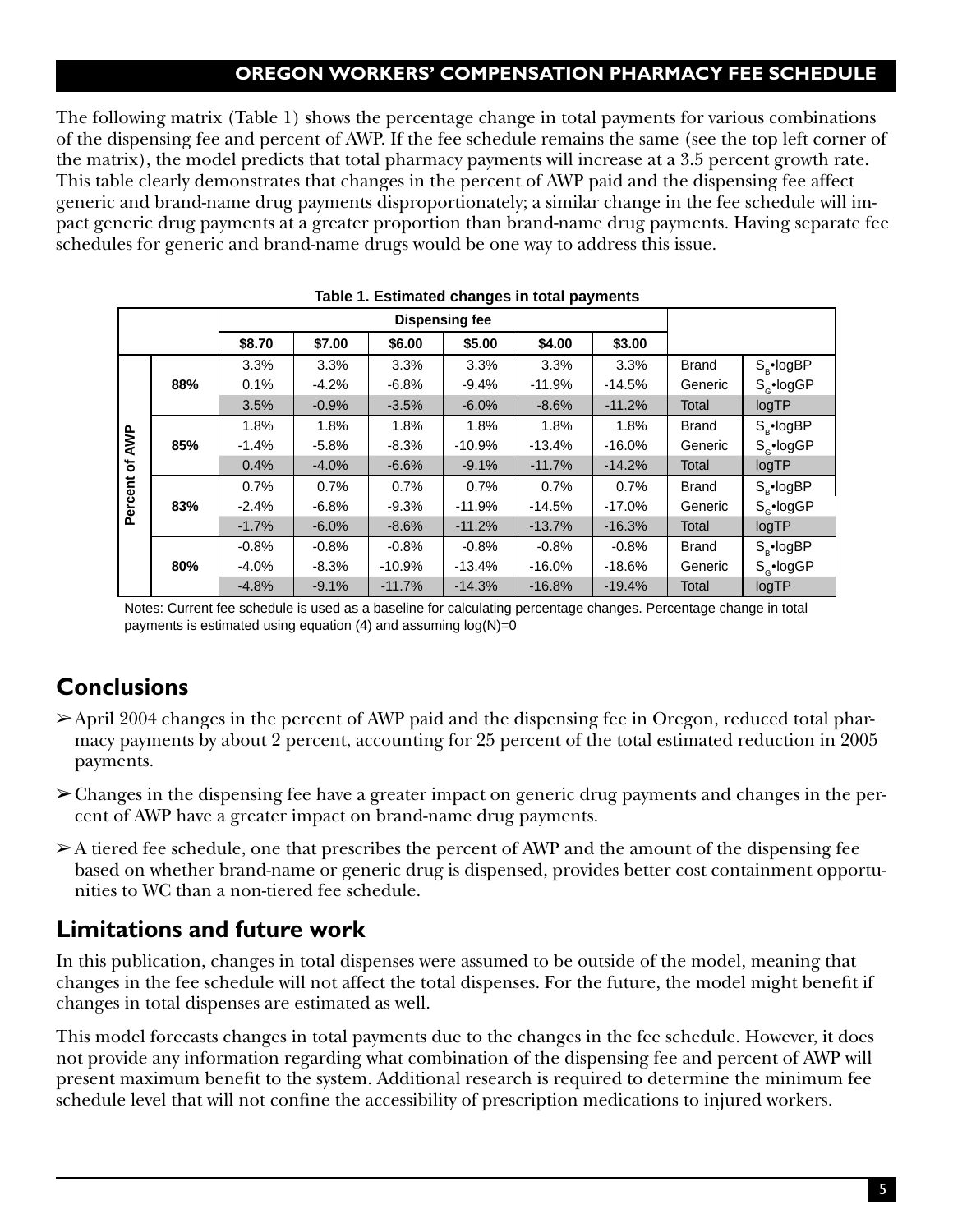The following matrix (Table 1) shows the percentage change in total payments for various combinations of the dispensing fee and percent of AWP. If the fee schedule remains the same (see the top left corner of the matrix), the model predicts that total pharmacy payments will increase at a 3.5 percent growth rate. This table clearly demonstrates that changes in the percent of AWP paid and the dispensing fee affect generic and brand-name drug payments disproportionately; a similar change in the fee schedule will impact generic drug payments at a greater proportion than brand-name drug payments. Having separate fee schedules for generic and brand-name drugs would be one way to address this issue.

**Table 1. Estimated changes in total payments**

| | | Dispensing fee | | | | | | | |
|---|---|---|---|---|---|---|---|---|---|
| | | $8.70 | $7.00 | $6.00 | $5.00 | $4.00 | $3.00 | | |
| Percent of AWP | 88% | 3.3% | 3.3% | 3.3% | 3.3% | 3.3% | 3.3% | Brand | $S_B \cdot \log BP$ |
| | | 0.1% | -4.2% | -6.8% | -9.4% | -11.9% | -14.5% | Generic | $S_G \cdot \log GP$ |
| | | 3.5% | -0.9% | -3.5% | -6.0% | -8.6% | -11.2% | Total | logTP |
| | 85% | 1.8% | 1.8% | 1.8% | 1.8% | 1.8% | 1.8% | Brand | $S_B \cdot \log BP$ |
| | | -1.4% | -5.8% | -8.3% | -10.9% | -13.4% | -16.0% | Generic | $S_G \cdot \log GP$ |
| | | 0.4% | -4.0% | -6.6% | -9.1% | -11.7% | -14.2% | Total | logTP |
| | 83% | 0.7% | 0.7% | 0.7% | 0.7% | 0.7% | 0.7% | Brand | $S_B \cdot \log BP$ |
| | | -2.4% | -6.8% | -9.3% | -11.9% | -14.5% | -17.0% | Generic | $S_G \cdot \log GP$ |
| | | -1.7% | -6.0% | -8.6% | -11.2% | -13.7% | -16.3% | Total | logTP |
| | 80% | -0.8% | -0.8% | -0.8% | -0.8% | -0.8% | -0.8% | Brand | $S_B \cdot \log BP$ |
| | | -4.0% | -8.3% | -10.9% | -13.4% | -16.0% | -18.6% | Generic | $S_G \cdot \log GP$ |
| | | -4.8% | -9.1% | -11.7% | -14.3% | -16.8% | -19.4% | Total | logTP |

Notes: Current fee schedule is used as a baseline for calculating percentage changes. Percentage change in total payments is estimated using equation (4) and assuming log(N)=0

## Conclusions

- April 2004 changes in the percent of AWP paid and the dispensing fee in Oregon, reduced total pharmacy payments by about 2 percent, accounting for 25 percent of the total estimated reduction in 2005 payments.
- Changes in the dispensing fee have a greater impact on generic drug payments and changes in the percent of AWP have a greater impact on brand-name drug payments.
- A tiered fee schedule, one that prescribes the percent of AWP and the amount of the dispensing fee based on whether brand-name or generic drug is dispensed, provides better cost containment opportunities to WC than a non-tiered fee schedule.

## Limitations and future work

In this publication, changes in total dispenses were assumed to be outside of the model, meaning that changes in the fee schedule will not affect the total dispenses. For the future, the model might benefit if changes in total dispenses are estimated as well.

This model forecasts changes in total payments due to the changes in the fee schedule. However, it does not provide any information regarding what combination of the dispensing fee and percent of AWP will present maximum benefit to the system. Additional research is required to determine the minimum fee schedule level that will not confine the accessibility of prescription medications to injured workers.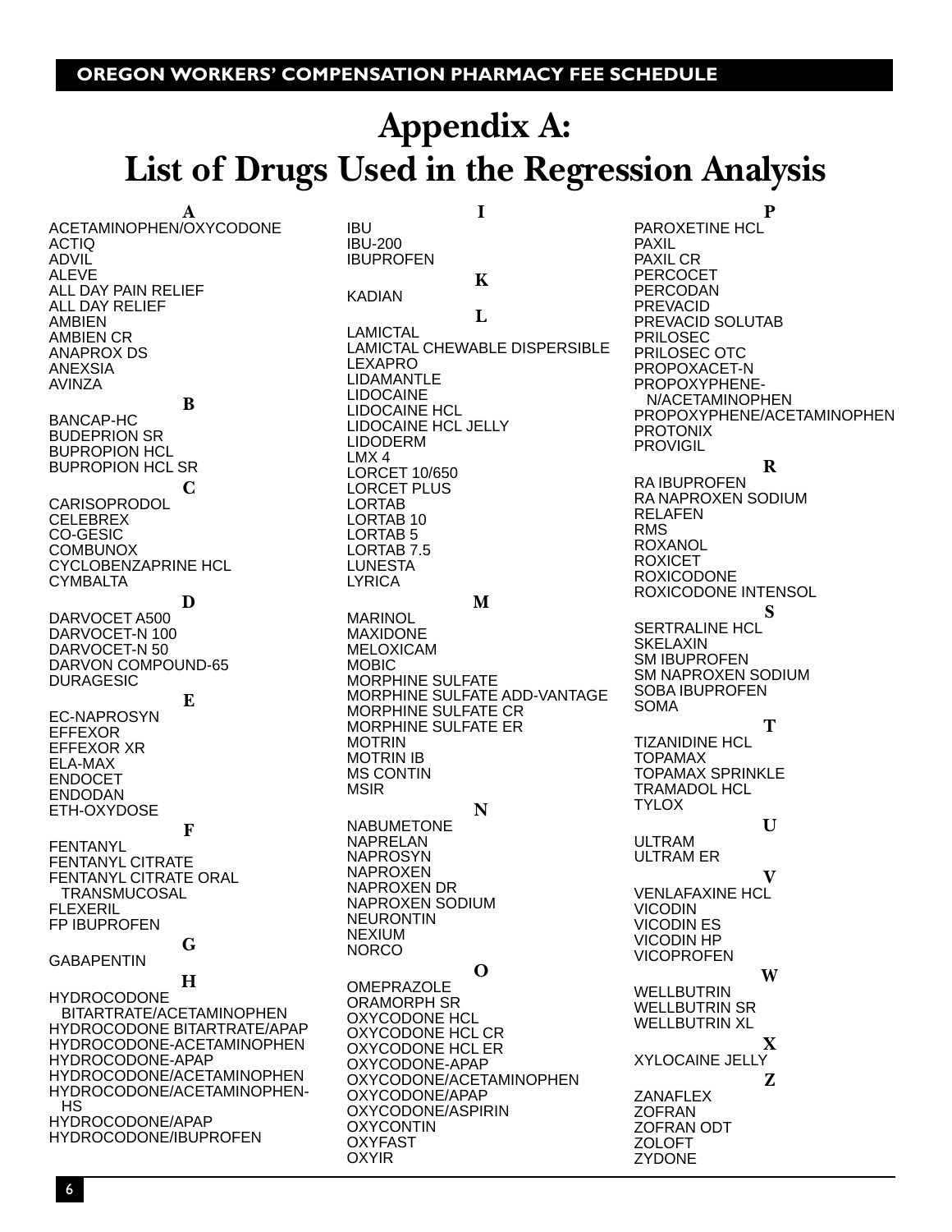# Appendix A: List of Drugs Used in the Regression Analysis

**A**

ACETAMINOPHEN/OXYCODONE
ACTIQ
ADVIL
ALEVE
ALL DAY PAIN RELIEF
ALL DAY RELIEF
AMBIEN
AMBIEN CR
ANAPROX DS
ANEXSIA
AVINZA

**B**

BANCAP-HC
BUDEPRION SR
BUPROPION HCL
BUPROPION HCL SR

**C**

CARISOPRODOL
CELEBREX
CO-GESIC
COMBUNOX
CYCLOBENZAPRINE HCL
CYMBALTA

**D**

DARVOCET A500
DARVOCET-N 100
DARVOCET-N 50
DARVON COMPOUND-65
DURAGESIC

**E**

EC-NAPROSYN
EFFEXOR
EFFEXOR XR
ELA-MAX
ENDOCET
ENDODAN
ETH-OXYDOSE

**F**

FENTANYL
FENTANYL CITRATE
FENTANYL CITRATE ORAL TRANSMUCOSAL
FLEXERIL
FP IBUPROFEN

**G**

GABAPENTIN

**H**

HYDROCODONE BITARTRATE/ACETAMINOPHEN
HYDROCODONE BITARTRATE/APAP
HYDROCODONE-ACETAMINOPHEN
HYDROCODONE-APAP
HYDROCODONE/ACETAMINOPHEN
HYDROCODONE/ACETAMINOPHEN-HS
HYDROCODONE/APAP
HYDROCODONE/IBUPROFEN

**I**

IBU
IBU-200
IBUPROFEN

**K**

KADIAN

**L**

LAMICTAL
LAMICTAL CHEWABLE DISPERSIBLE
LEXAPRO
LIDAMANTLE
LIDOCAINE
LIDOCAINE HCL
LIDOCAINE HCL JELLY
LIDODERM
LMX 4
LORCET 10/650
LORCET PLUS
LORTAB
LORTAB 10
LORTAB 5
LORTAB 7.5
LUNESTA
LYRICA

**M**

MARINOL
MAXIDONE
MELOXICAM
MOBIC
MORPHINE SULFATE
MORPHINE SULFATE ADD-VANTAGE
MORPHINE SULFATE CR
MORPHINE SULFATE ER
MOTRIN
MOTRIN IB
MS CONTIN
MSIR

**N**

NABUMETONE
NAPRELAN
NAPROSYN
NAPROXEN
NAPROXEN DR
NAPROXEN SODIUM
NEURONTIN
NEXIUM
NORCO

**O**

OMEPRAZOLE
ORAMORPH SR
OXYCODONE HCL
OXYCODONE HCL CR
OXYCODONE HCL ER
OXYCODONE-APAP
OXYCODONE/ACETAMINOPHEN
OXYCODONE/APAP
OXYCODONE/ASPIRIN
OXYCONTIN
OXYFAST
OXYIR

**P**

PAROXETINE HCL
PAXIL
PAXIL CR
PERCOCET
PERCODAN
PREVACID
PREVACID SOLUTAB
PRILOSEC
PRILOSEC OTC
PROPOXACET-N
PROPOXYPHENE-N/ACETAMINOPHEN
PROPOXYPHENE/ACETAMINOPHEN
PROTONIX
PROVIGIL

**R**

RA IBUPROFEN
RA NAPROXEN SODIUM
RELAFEN
RMS
ROXANOL
ROXICET
ROXICODONE
ROXICODONE INTENSOL

**S**

SERTRALINE HCL
SKELAXIN
SM IBUPROFEN
SM NAPROXEN SODIUM
SOBA IBUPROFEN
SOMA

**T**

TIZANIDINE HCL
TOPAMAX
TOPAMAX SPRINKLE
TRAMADOL HCL
TYLOX

**U**

ULTRAM
ULTRAM ER

**V**

VENLAFAXINE HCL
VICODIN
VICODIN ES
VICODIN HP
VICOPROFEN

**W**

WELLBUTRIN
WELLBUTRIN SR
WELLBUTRIN XL

**X**

XYLOCAINE JELLY

**Z**

ZANAFLEX
ZOFRAN
ZOFRAN ODT
ZOLOFT
ZYDONE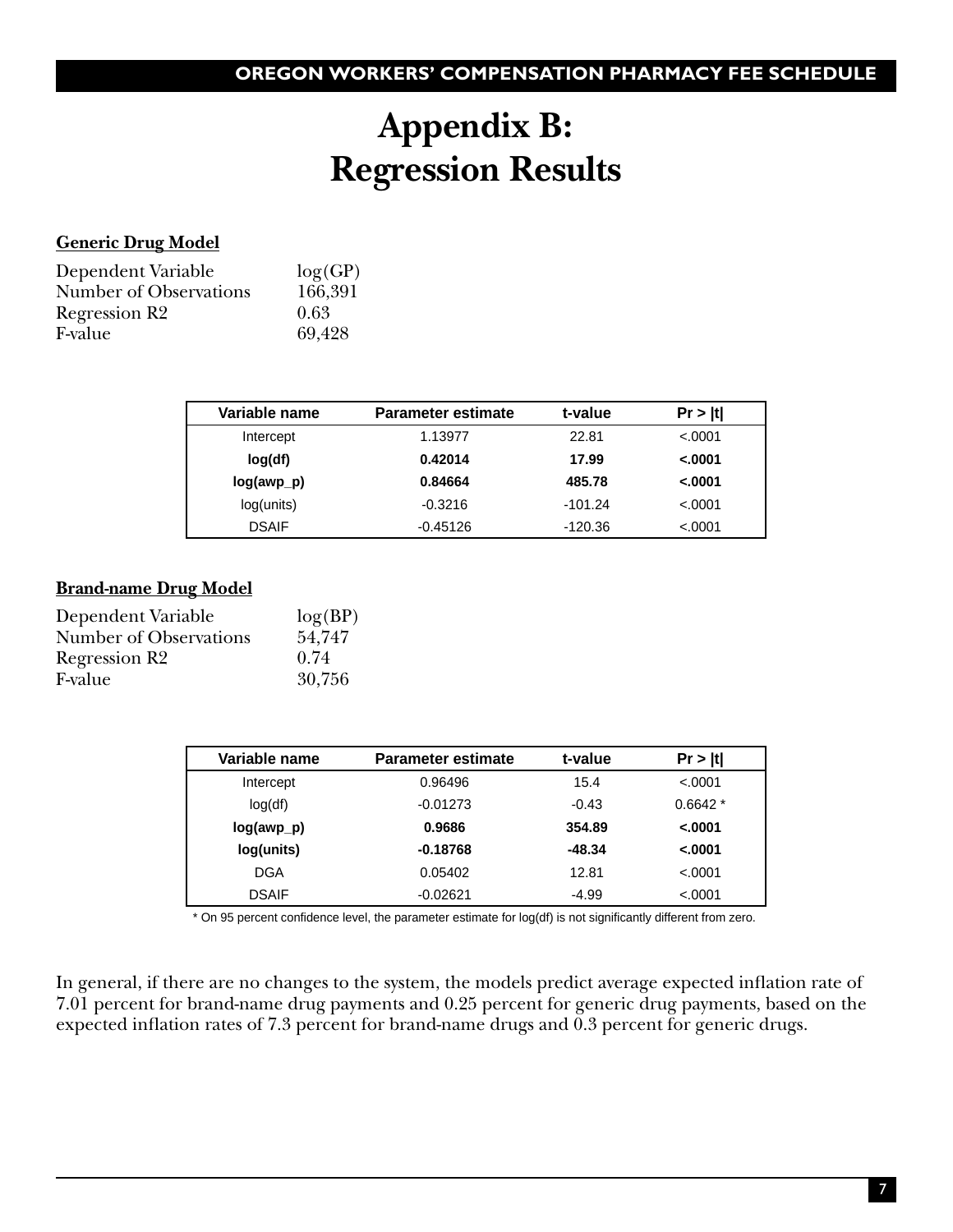# Appendix B: Regression Results

**Generic Drug Model**

| | |
|---|---|
| Dependent Variable | log(GP) |
| Number of Observations | 166,391 |
| Regression R2 | 0.63 |
| F-value | 69,428 |

| Variable name | Parameter estimate | t-value | Pr > \|t\| |
|---|---|---|---|
| Intercept | 1.13977 | 22.81 | <.0001 |
| **log(df)** | **0.42014** | **17.99** | **<.0001** |
| **log(awp_p)** | **0.84664** | **485.78** | **<.0001** |
| log(units) | -0.3216 | -101.24 | <.0001 |
| DSAIF | -0.45126 | -120.36 | <.0001 |

**Brand-name Drug Model**

| | |
|---|---|
| Dependent Variable | log(BP) |
| Number of Observations | 54,747 |
| Regression R2 | 0.74 |
| F-value | 30,756 |

| Variable name | Parameter estimate | t-value | Pr > \|t\| |
|---|---|---|---|
| Intercept | 0.96496 | 15.4 | <.0001 |
| log(df) | -0.01273 | -0.43 | 0.6642 * |
| **log(awp_p)** | **0.9686** | **354.89** | **<.0001** |
| **log(units)** | **-0.18768** | **-48.34** | **<.0001** |
| DGA | 0.05402 | 12.81 | <.0001 |
| DSAIF | -0.02621 | -4.99 | <.0001 |

* On 95 percent confidence level, the parameter estimate for log(df) is not significantly different from zero.

In general, if there are no changes to the system, the models predict average expected inflation rate of 7.01 percent for brand-name drug payments and 0.25 percent for generic drug payments, based on the expected inflation rates of 7.3 percent for brand-name drugs and 0.3 percent for generic drugs.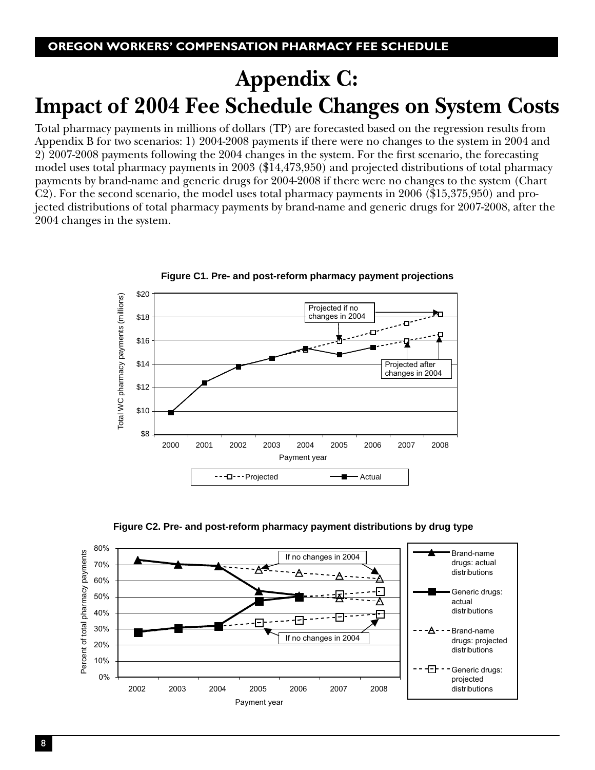# Appendix C:
# Impact of 2004 Fee Schedule Changes on System Costs

Total pharmacy payments in millions of dollars (TP) are forecasted based on the regression results from Appendix B for two scenarios: 1) 2004-2008 payments if there were no changes to the system in 2004 and 2) 2007-2008 payments following the 2004 changes in the system. For the first scenario, the forecasting model uses total pharmacy payments in 2003 ($14,473,950) and projected distributions of total pharmacy payments by brand-name and generic drugs for 2004-2008 if there were no changes to the system (Chart C2). For the second scenario, the model uses total pharmacy payments in 2006 ($15,375,950) and projected distributions of total pharmacy payments by brand-name and generic drugs for 2007-2008, after the 2004 changes in the system.

**Figure C1. Pre- and post-reform pharmacy payment projections**

**Figure C2. Pre- and post-reform pharmacy payment distributions by drug type**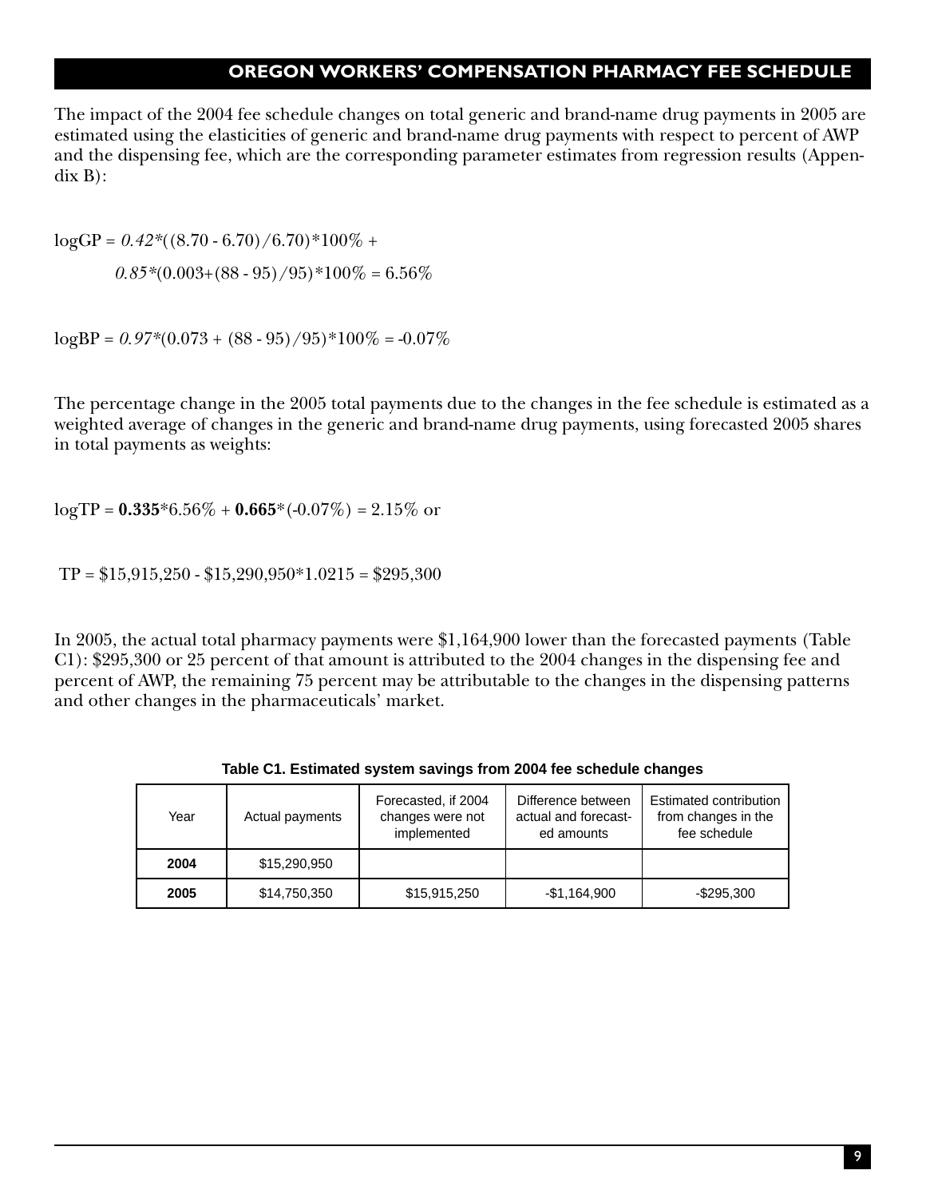The impact of the 2004 fee schedule changes on total generic and brand-name drug payments in 2005 are estimated using the elasticities of generic and brand-name drug payments with respect to percent of AWP and the dispensing fee, which are the corresponding parameter estimates from regression results (Appendix B):

$$\log GP = 0.42*((8.70 - 6.70)/6.70)*100\% + 0.85*(0.003+(88 - 95)/95)*100\% = 6.56\%$$

$$\log BP = 0.97*(0.073 + (88 - 95)/95)*100\% = -0.07\%$$

The percentage change in the 2005 total payments due to the changes in the fee schedule is estimated as a weighted average of changes in the generic and brand-name drug payments, using forecasted 2005 shares in total payments as weights:

$$\log TP = \mathbf{0.335}*6.56\% + \mathbf{0.665}*(-0.07\%) = 2.15\% \text{ or}$$

$$TP = \$15{,}915{,}250 - \$15{,}290{,}950*1.0215 = \$295{,}300$$

In 2005, the actual total pharmacy payments were $1,164,900 lower than the forecasted payments (Table C1): $295,300 or 25 percent of that amount is attributed to the 2004 changes in the dispensing fee and percent of AWP, the remaining 75 percent may be attributable to the changes in the dispensing patterns and other changes in the pharmaceuticals' market.

**Table C1. Estimated system savings from 2004 fee schedule changes**

| Year | Actual payments | Forecasted, if 2004 changes were not implemented | Difference between actual and forecasted amounts | Estimated contribution from changes in the fee schedule |
|---|---|---|---|---|
| **2004** | $15,290,950 | | | |
| **2005** | $14,750,350 | $15,915,250 | -$1,164,900 | -$295,300 |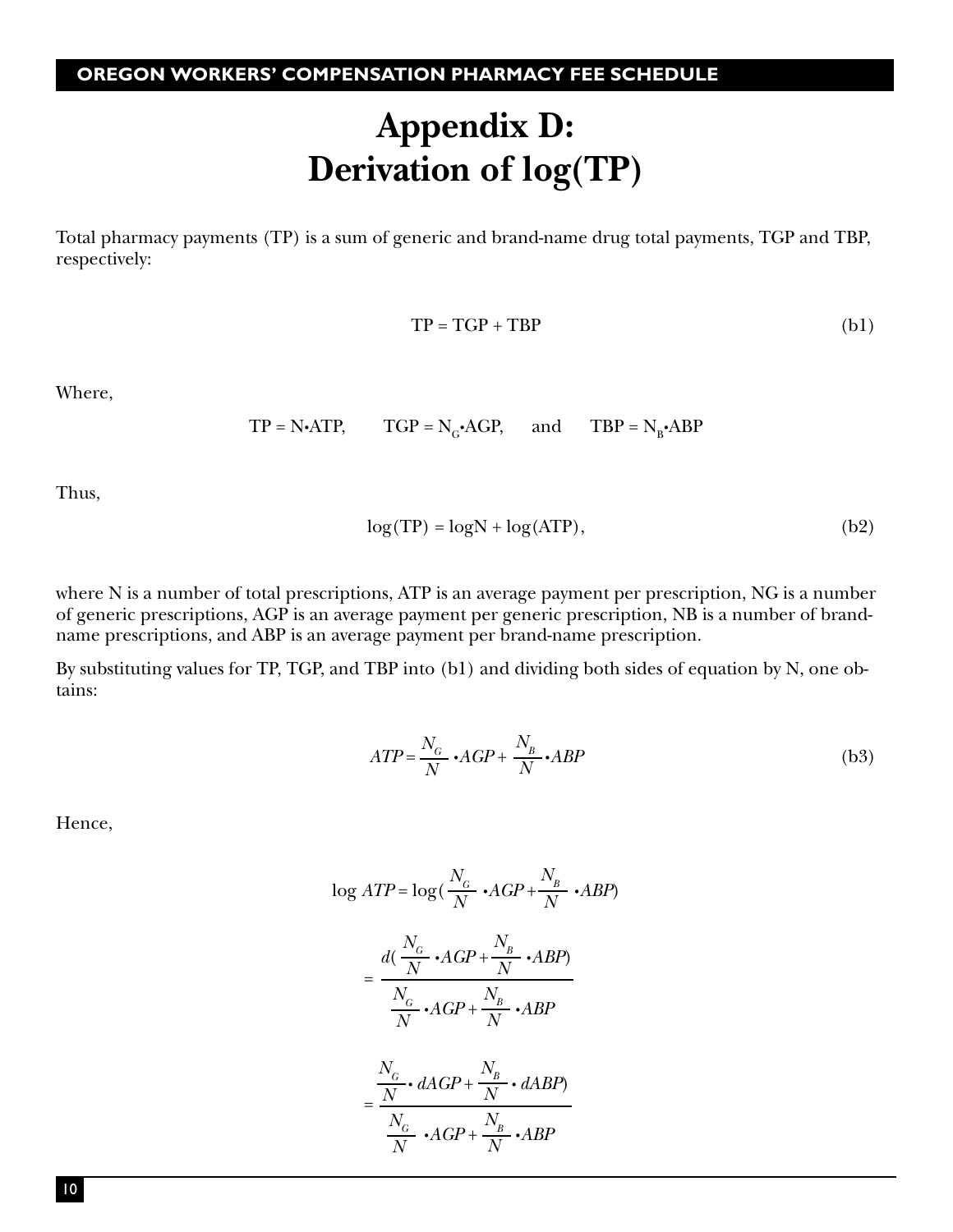# Appendix D: Derivation of log(TP)

Total pharmacy payments (TP) is a sum of generic and brand-name drug total payments, TGP and TBP, respectively:

$$TP = TGP + TBP \tag{b1}$$

Where,

$$TP = N \cdot ATP, \qquad TGP = N_G \cdot AGP, \qquad \text{and} \qquad TBP = N_B \cdot ABP$$

Thus,

$$\log(TP) = \log N + \log(ATP), \tag{b2}$$

where N is a number of total prescriptions, ATP is an average payment per prescription, NG is a number of generic prescriptions, AGP is an average payment per generic prescription, NB is a number of brand-name prescriptions, and ABP is an average payment per brand-name prescription.

By substituting values for TP, TGP, and TBP into (b1) and dividing both sides of equation by N, one obtains:

$$ATP = \frac{N_G}{N} \cdot AGP + \frac{N_B}{N} \cdot ABP \tag{b3}$$

Hence,

$$\log ATP = \log\left(\frac{N_G}{N} \cdot AGP + \frac{N_B}{N} \cdot ABP\right)$$

$$= \frac{d\left(\frac{N_G}{N} \cdot AGP + \frac{N_B}{N} \cdot ABP\right)}{\frac{N_G}{N} \cdot AGP + \frac{N_B}{N} \cdot ABP}$$

$$= \frac{\frac{N_G}{N} \cdot dAGP + \frac{N_B}{N} \cdot dABP)}{\frac{N_G}{N} \cdot AGP + \frac{N_B}{N} \cdot ABP}$$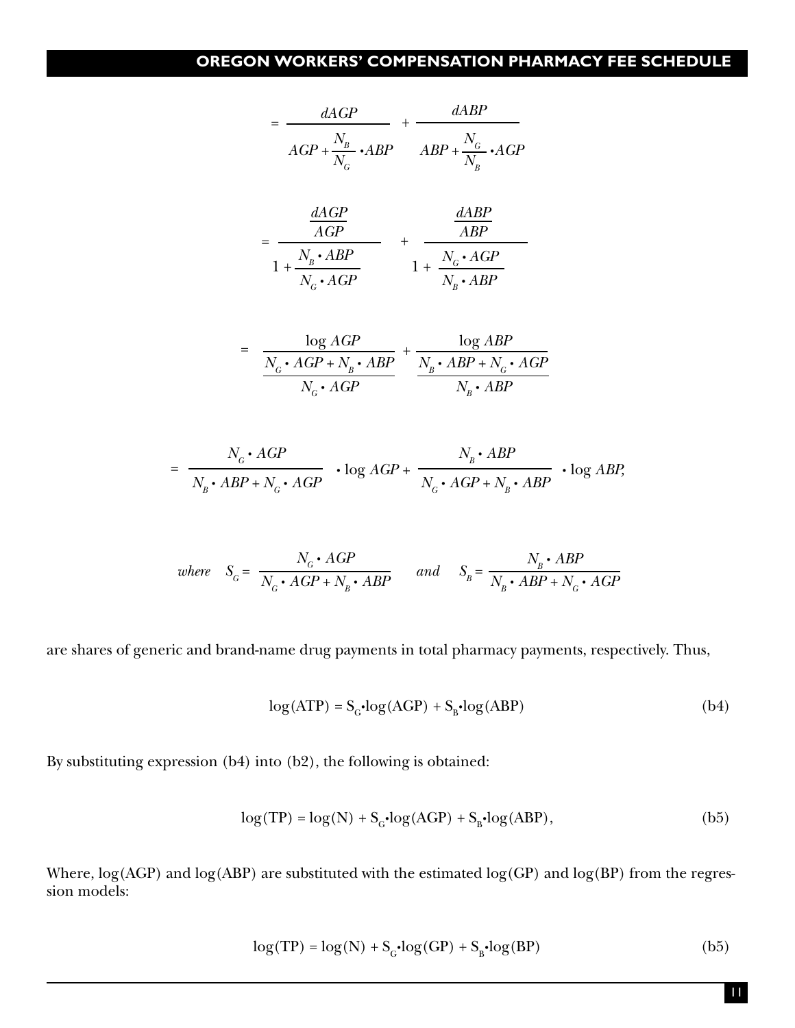$$= \frac{dAGP}{AGP + \frac{N_B}{N_G} \cdot ABP} + \frac{dABP}{ABP + \frac{N_G}{N_B} \cdot AGP}$$

$$= \frac{\frac{dAGP}{AGP}}{1 + \frac{N_B \cdot ABP}{N_G \cdot AGP}} + \frac{\frac{dABP}{ABP}}{1 + \frac{N_G \cdot AGP}{N_B \cdot ABP}}$$

$$= \frac{\log AGP}{\frac{N_G \cdot AGP + N_B \cdot ABP}{N_G \cdot AGP}} + \frac{\log ABP}{\frac{N_B \cdot ABP + N_G \cdot AGP}{N_B \cdot ABP}}$$

$$= \frac{N_G \cdot AGP}{N_B \cdot ABP + N_G \cdot AGP} \cdot \log AGP + \frac{N_B \cdot ABP}{N_G \cdot AGP + N_B \cdot ABP} \cdot \log ABP,$$

$$where \quad S_G = \frac{N_G \cdot AGP}{N_G \cdot AGP + N_B \cdot ABP} \quad and \quad S_B = \frac{N_B \cdot ABP}{N_B \cdot ABP + N_G \cdot AGP}$$

are shares of generic and brand-name drug payments in total pharmacy payments, respectively. Thus,

$$\log(\text{ATP}) = S_G \cdot \log(\text{AGP}) + S_B \cdot \log(\text{ABP}) \tag{b4}$$

By substituting expression (b4) into (b2), the following is obtained:

$$\log(\text{TP}) = \log(\text{N}) + S_G \cdot \log(\text{AGP}) + S_B \cdot \log(\text{ABP}), \tag{b5}$$

Where, log(AGP) and log(ABP) are substituted with the estimated log(GP) and log(BP) from the regression models:

$$\log(\text{TP}) = \log(\text{N}) + S_G \cdot \log(\text{GP}) + S_B \cdot \log(\text{BP}) \tag{b5}$$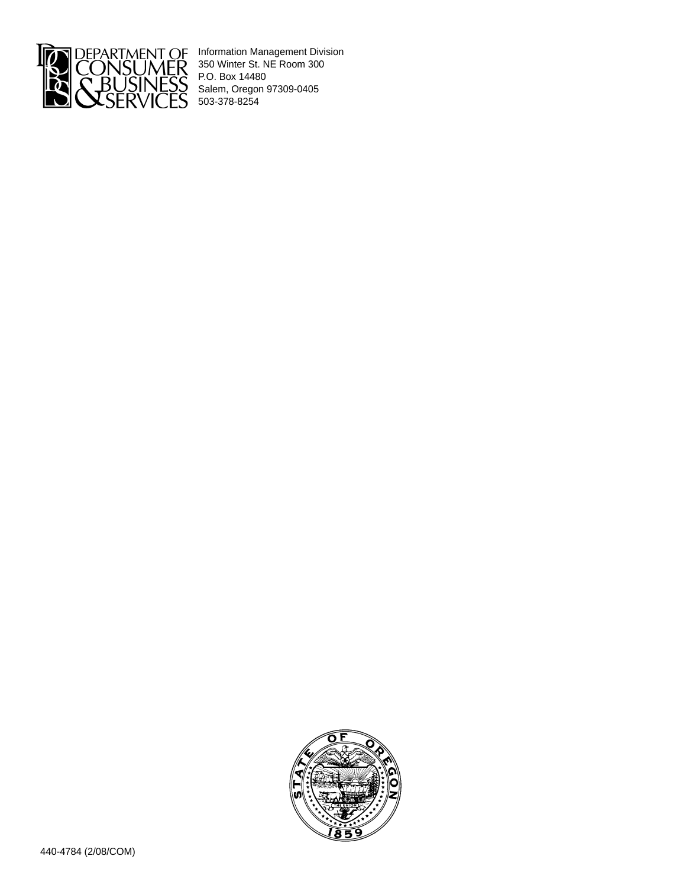DEPARTMENT OF CONSUMER & BUSINESS SERVICES

Information Management Division
350 Winter St. NE Room 300
P.O. Box 14480
Salem, Oregon 97309-0405
503-378-8254

STATE OF OREGON
THE UNION
1859

440-4784 (2/08/COM)